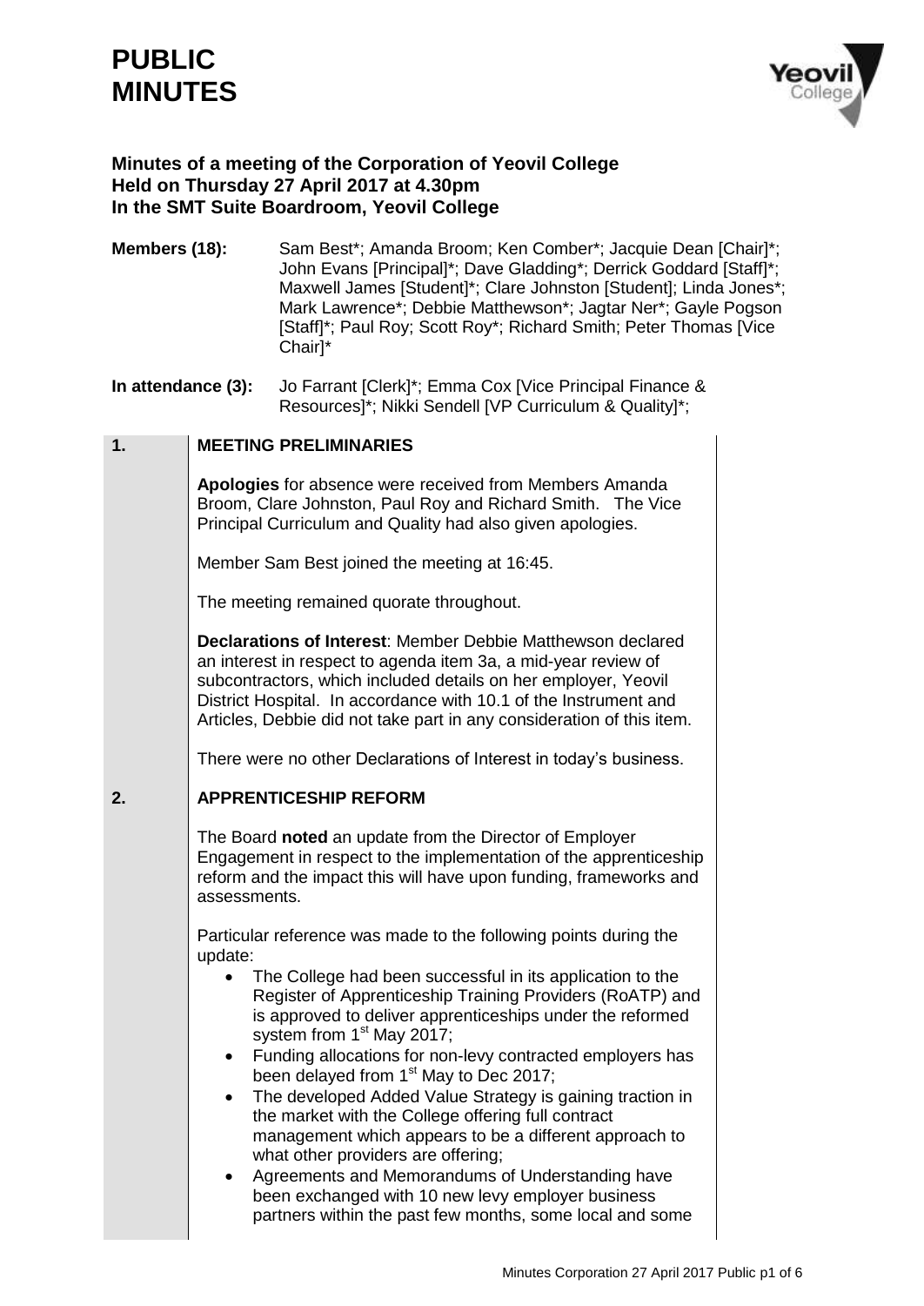# PUBLIC MINUTES

**Minutes of a meeting of the Corporation of Yeovil College**
**Held on Thursday 27 April 2017 at 4.30pm**
**In the SMT Suite Boardroom, Yeovil College**

**Members (18):** Sam Best*; Amanda Broom; Ken Comber*; Jacquie Dean [Chair]*; John Evans [Principal]*; Dave Gladding*; Derrick Goddard [Staff]*; Maxwell James [Student]*; Clare Johnston [Student]; Linda Jones*; Mark Lawrence*; Debbie Matthewson*; Jagtar Ner*; Gayle Pogson [Staff]*; Paul Roy; Scott Roy*; Richard Smith; Peter Thomas [Vice Chair]*

**In attendance (3):** Jo Farrant [Clerk]*; Emma Cox [Vice Principal Finance & Resources]*; Nikki Sendell [VP Curriculum & Quality]*;

## 1. MEETING PRELIMINARIES

**Apologies** for absence were received from Members Amanda Broom, Clare Johnston, Paul Roy and Richard Smith. The Vice Principal Curriculum and Quality had also given apologies.

Member Sam Best joined the meeting at 16:45.

The meeting remained quorate throughout.

**Declarations of Interest**: Member Debbie Matthewson declared an interest in respect to agenda item 3a, a mid-year review of subcontractors, which included details on her employer, Yeovil District Hospital. In accordance with 10.1 of the Instrument and Articles, Debbie did not take part in any consideration of this item.

There were no other Declarations of Interest in today's business.

## 2. APPRENTICESHIP REFORM

The Board **noted** an update from the Director of Employer Engagement in respect to the implementation of the apprenticeship reform and the impact this will have upon funding, frameworks and assessments.

Particular reference was made to the following points during the update:

- The College had been successful in its application to the Register of Apprenticeship Training Providers (RoATP) and is approved to deliver apprenticeships under the reformed system from 1st May 2017;
- Funding allocations for non-levy contracted employers has been delayed from 1st May to Dec 2017;
- The developed Added Value Strategy is gaining traction in the market with the College offering full contract management which appears to be a different approach to what other providers are offering;
- Agreements and Memorandums of Understanding have been exchanged with 10 new levy employer business partners within the past few months, some local and some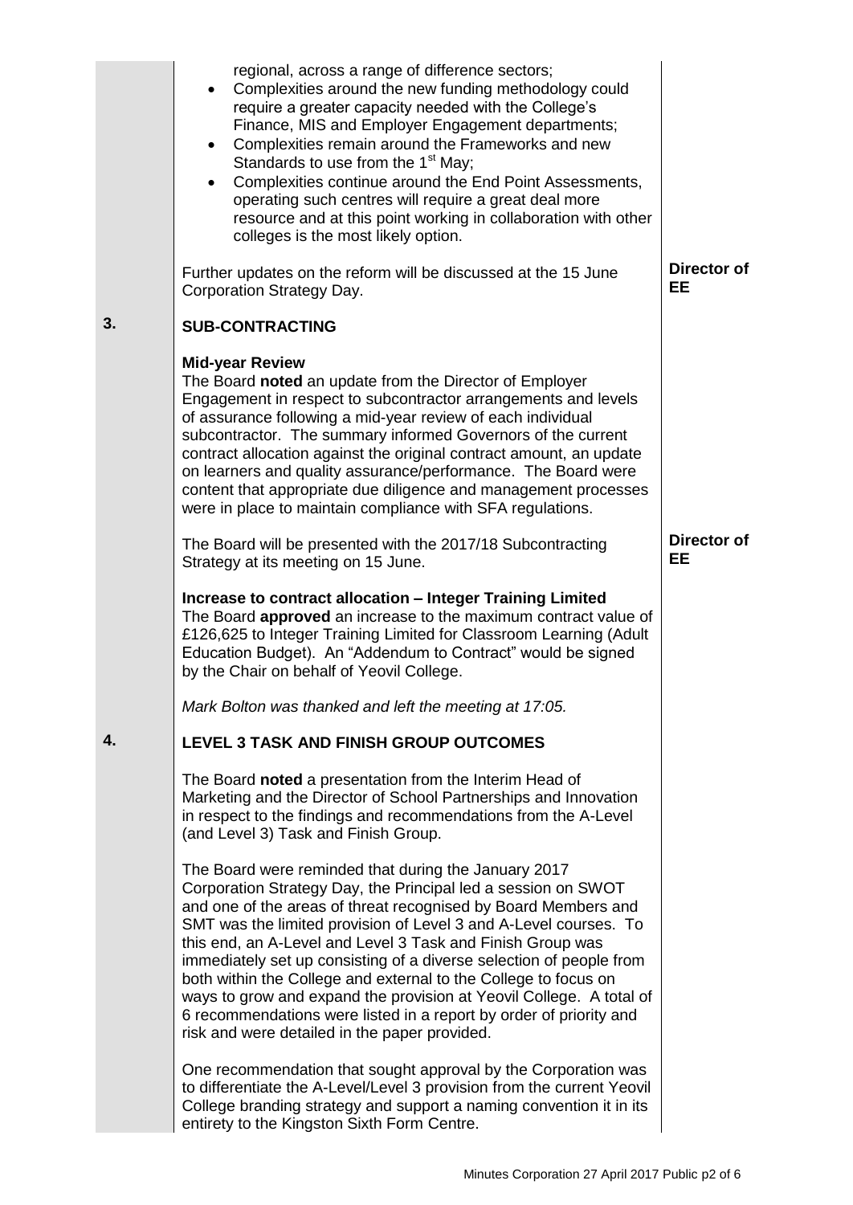regional, across a range of difference sectors;

- Complexities around the new funding methodology could require a greater capacity needed with the College's Finance, MIS and Employer Engagement departments;
- Complexities remain around the Frameworks and new Standards to use from the 1st May;
- Complexities continue around the End Point Assessments, operating such centres will require a great deal more resource and at this point working in collaboration with other colleges is the most likely option.

Further updates on the reform will be discussed at the 15 June Corporation Strategy Day. — **Director of EE**

## 3. SUB-CONTRACTING

**Mid-year Review**

The Board **noted** an update from the Director of Employer Engagement in respect to subcontractor arrangements and levels of assurance following a mid-year review of each individual subcontractor. The summary informed Governors of the current contract allocation against the original contract amount, an update on learners and quality assurance/performance. The Board were content that appropriate due diligence and management processes were in place to maintain compliance with SFA regulations.

The Board will be presented with the 2017/18 Subcontracting Strategy at its meeting on 15 June. — **Director of EE**

**Increase to contract allocation – Integer Training Limited**

The Board **approved** an increase to the maximum contract value of £126,625 to Integer Training Limited for Classroom Learning (Adult Education Budget). An "Addendum to Contract" would be signed by the Chair on behalf of Yeovil College.

*Mark Bolton was thanked and left the meeting at 17:05.*

## 4. LEVEL 3 TASK AND FINISH GROUP OUTCOMES

The Board **noted** a presentation from the Interim Head of Marketing and the Director of School Partnerships and Innovation in respect to the findings and recommendations from the A-Level (and Level 3) Task and Finish Group.

The Board were reminded that during the January 2017 Corporation Strategy Day, the Principal led a session on SWOT and one of the areas of threat recognised by Board Members and SMT was the limited provision of Level 3 and A-Level courses. To this end, an A-Level and Level 3 Task and Finish Group was immediately set up consisting of a diverse selection of people from both within the College and external to the College to focus on ways to grow and expand the provision at Yeovil College. A total of 6 recommendations were listed in a report by order of priority and risk and were detailed in the paper provided.

One recommendation that sought approval by the Corporation was to differentiate the A-Level/Level 3 provision from the current Yeovil College branding strategy and support a naming convention it in its entirety to the Kingston Sixth Form Centre.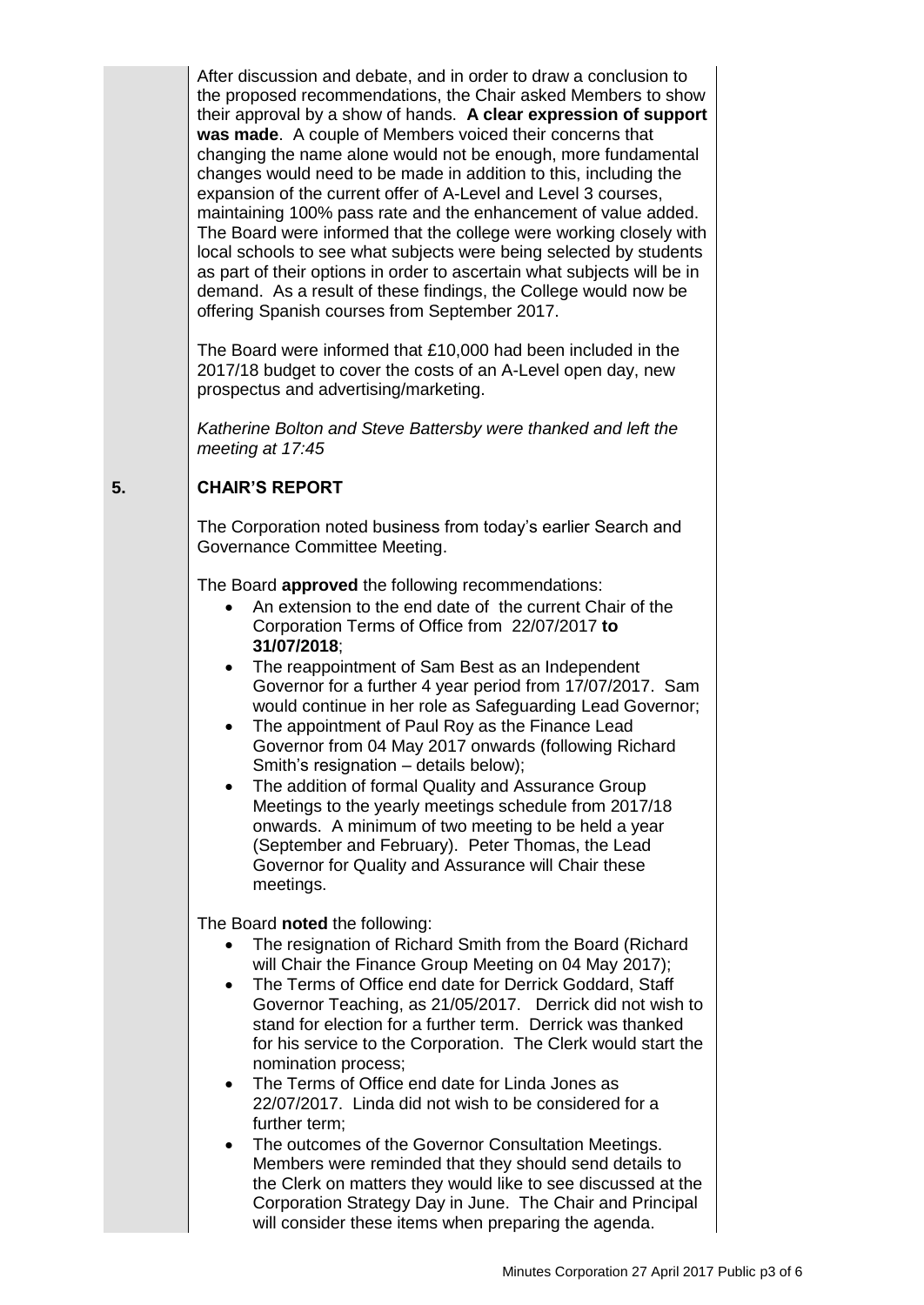After discussion and debate, and in order to draw a conclusion to the proposed recommendations, the Chair asked Members to show their approval by a show of hands. **A clear expression of support was made**. A couple of Members voiced their concerns that changing the name alone would not be enough, more fundamental changes would need to be made in addition to this, including the expansion of the current offer of A-Level and Level 3 courses, maintaining 100% pass rate and the enhancement of value added. The Board were informed that the college were working closely with local schools to see what subjects were being selected by students as part of their options in order to ascertain what subjects will be in demand. As a result of these findings, the College would now be offering Spanish courses from September 2017.

The Board were informed that £10,000 had been included in the 2017/18 budget to cover the costs of an A-Level open day, new prospectus and advertising/marketing.

*Katherine Bolton and Steve Battersby were thanked and left the meeting at 17:45*

## 5. CHAIR'S REPORT

The Corporation noted business from today's earlier Search and Governance Committee Meeting.

The Board **approved** the following recommendations:

- An extension to the end date of the current Chair of the Corporation Terms of Office from 22/07/2017 **to 31/07/2018**;
- The reappointment of Sam Best as an Independent Governor for a further 4 year period from 17/07/2017. Sam would continue in her role as Safeguarding Lead Governor;
- The appointment of Paul Roy as the Finance Lead Governor from 04 May 2017 onwards (following Richard Smith's resignation – details below);
- The addition of formal Quality and Assurance Group Meetings to the yearly meetings schedule from 2017/18 onwards. A minimum of two meeting to be held a year (September and February). Peter Thomas, the Lead Governor for Quality and Assurance will Chair these meetings.

The Board **noted** the following:

- The resignation of Richard Smith from the Board (Richard will Chair the Finance Group Meeting on 04 May 2017);
- The Terms of Office end date for Derrick Goddard, Staff Governor Teaching, as 21/05/2017. Derrick did not wish to stand for election for a further term. Derrick was thanked for his service to the Corporation. The Clerk would start the nomination process;
- The Terms of Office end date for Linda Jones as 22/07/2017. Linda did not wish to be considered for a further term;
- The outcomes of the Governor Consultation Meetings. Members were reminded that they should send details to the Clerk on matters they would like to see discussed at the Corporation Strategy Day in June. The Chair and Principal will consider these items when preparing the agenda.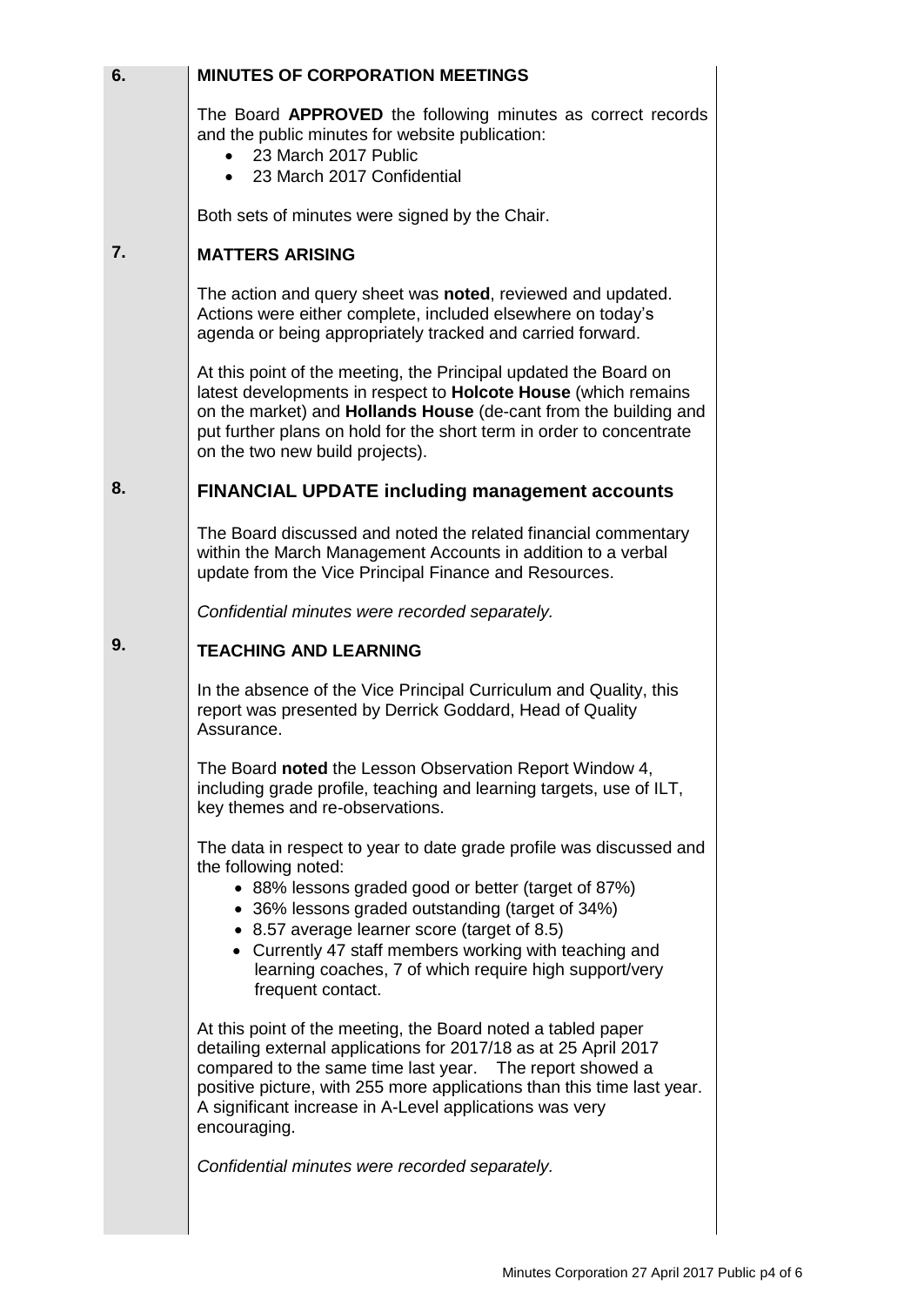## 6. MINUTES OF CORPORATION MEETINGS

The Board **APPROVED** the following minutes as correct records and the public minutes for website publication:

- 23 March 2017 Public
- 23 March 2017 Confidential

Both sets of minutes were signed by the Chair.

## 7. MATTERS ARISING

The action and query sheet was **noted**, reviewed and updated. Actions were either complete, included elsewhere on today's agenda or being appropriately tracked and carried forward.

At this point of the meeting, the Principal updated the Board on latest developments in respect to **Holcote House** (which remains on the market) and **Hollands House** (de-cant from the building and put further plans on hold for the short term in order to concentrate on the two new build projects).

## 8. FINANCIAL UPDATE including management accounts

The Board discussed and noted the related financial commentary within the March Management Accounts in addition to a verbal update from the Vice Principal Finance and Resources.

*Confidential minutes were recorded separately.*

## 9. TEACHING AND LEARNING

In the absence of the Vice Principal Curriculum and Quality, this report was presented by Derrick Goddard, Head of Quality Assurance.

The Board **noted** the Lesson Observation Report Window 4, including grade profile, teaching and learning targets, use of ILT, key themes and re-observations.

The data in respect to year to date grade profile was discussed and the following noted:

- 88% lessons graded good or better (target of 87%)
- 36% lessons graded outstanding (target of 34%)
- 8.57 average learner score (target of 8.5)
- Currently 47 staff members working with teaching and learning coaches, 7 of which require high support/very frequent contact.

At this point of the meeting, the Board noted a tabled paper detailing external applications for 2017/18 as at 25 April 2017 compared to the same time last year. The report showed a positive picture, with 255 more applications than this time last year. A significant increase in A-Level applications was very encouraging.

*Confidential minutes were recorded separately.*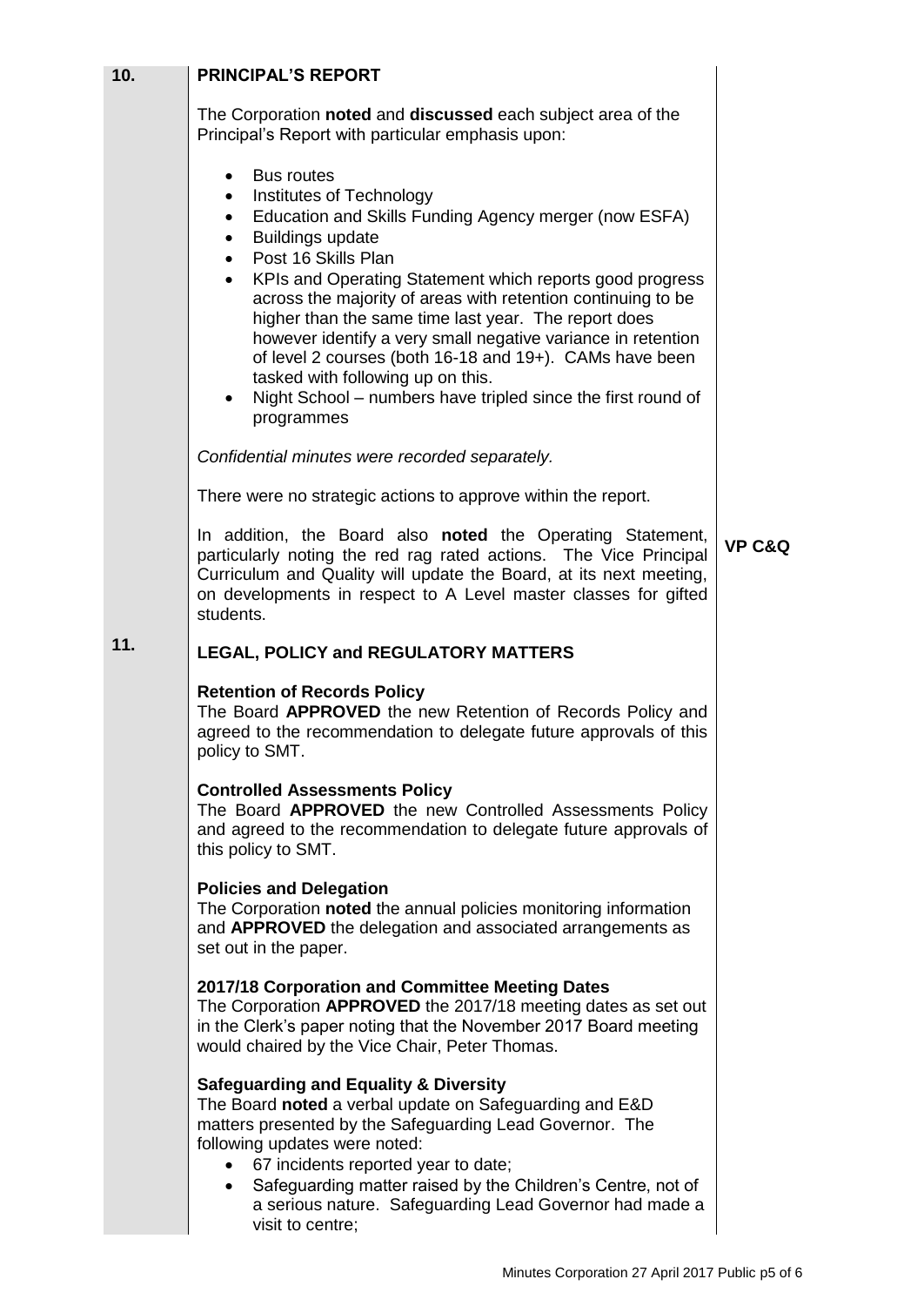## 10. PRINCIPAL'S REPORT

The Corporation **noted** and **discussed** each subject area of the Principal's Report with particular emphasis upon:

- Bus routes
- Institutes of Technology
- Education and Skills Funding Agency merger (now ESFA)
- Buildings update
- Post 16 Skills Plan
- KPIs and Operating Statement which reports good progress across the majority of areas with retention continuing to be higher than the same time last year. The report does however identify a very small negative variance in retention of level 2 courses (both 16-18 and 19+). CAMs have been tasked with following up on this.
- Night School – numbers have tripled since the first round of programmes

*Confidential minutes were recorded separately.*

There were no strategic actions to approve within the report.

In addition, the Board also **noted** the Operating Statement, particularly noting the red rag rated actions. The Vice Principal Curriculum and Quality will update the Board, at its next meeting, on developments in respect to A Level master classes for gifted students. **VP C&Q**

## 11. LEGAL, POLICY and REGULATORY MATTERS

**Retention of Records Policy**
The Board **APPROVED** the new Retention of Records Policy and agreed to the recommendation to delegate future approvals of this policy to SMT.

**Controlled Assessments Policy**
The Board **APPROVED** the new Controlled Assessments Policy and agreed to the recommendation to delegate future approvals of this policy to SMT.

**Policies and Delegation**
The Corporation **noted** the annual policies monitoring information and **APPROVED** the delegation and associated arrangements as set out in the paper.

**2017/18 Corporation and Committee Meeting Dates**
The Corporation **APPROVED** the 2017/18 meeting dates as set out in the Clerk's paper noting that the November 2017 Board meeting would chaired by the Vice Chair, Peter Thomas.

**Safeguarding and Equality & Diversity**
The Board **noted** a verbal update on Safeguarding and E&D matters presented by the Safeguarding Lead Governor. The following updates were noted:

- 67 incidents reported year to date;
- Safeguarding matter raised by the Children's Centre, not of a serious nature. Safeguarding Lead Governor had made a visit to centre;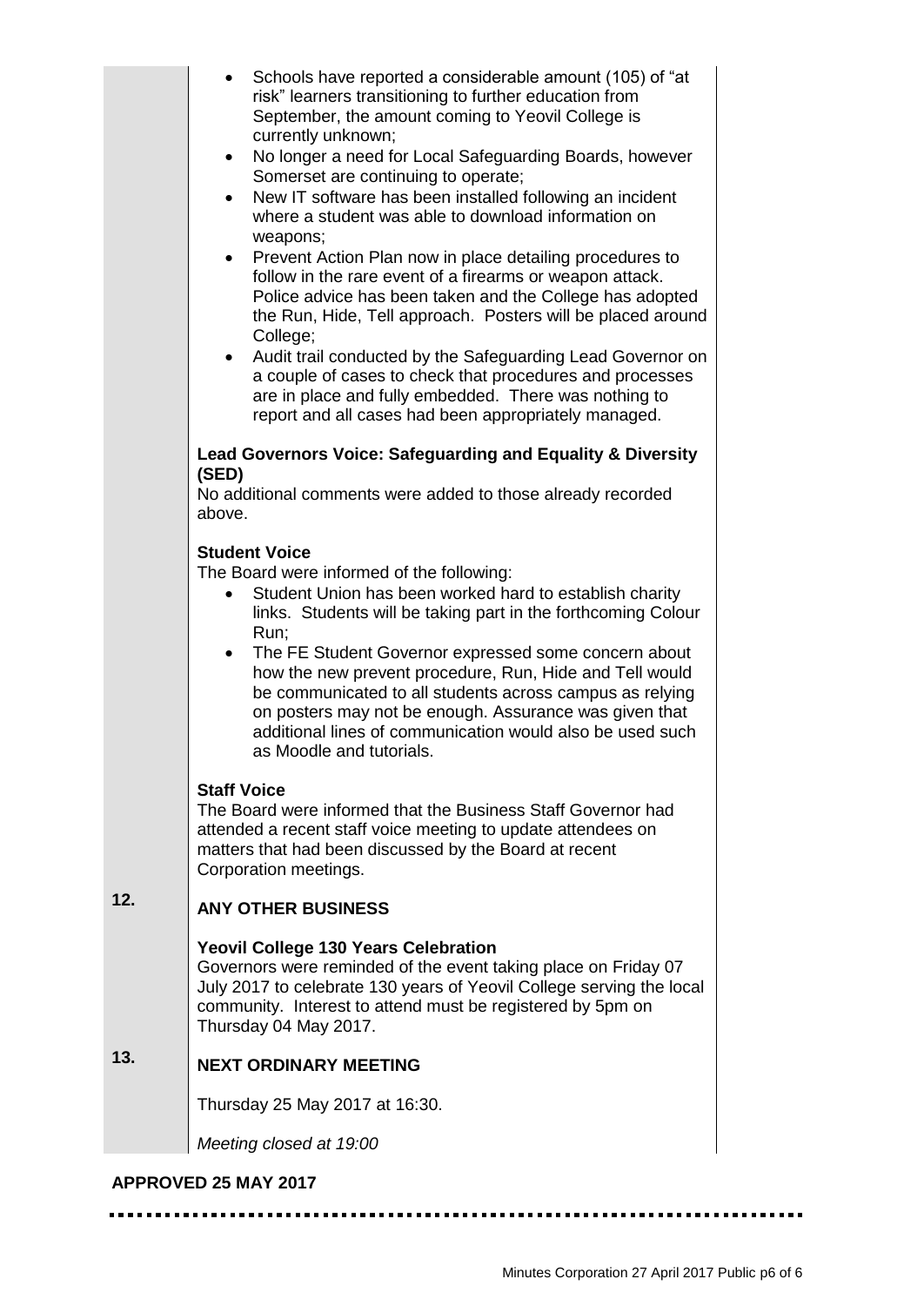- Schools have reported a considerable amount (105) of "at risk" learners transitioning to further education from September, the amount coming to Yeovil College is currently unknown;
- No longer a need for Local Safeguarding Boards, however Somerset are continuing to operate;
- New IT software has been installed following an incident where a student was able to download information on weapons;
- Prevent Action Plan now in place detailing procedures to follow in the rare event of a firearms or weapon attack. Police advice has been taken and the College has adopted the Run, Hide, Tell approach. Posters will be placed around College;
- Audit trail conducted by the Safeguarding Lead Governor on a couple of cases to check that procedures and processes are in place and fully embedded. There was nothing to report and all cases had been appropriately managed.

**Lead Governors Voice: Safeguarding and Equality & Diversity (SED)**

No additional comments were added to those already recorded above.

**Student Voice**

The Board were informed of the following:

- Student Union has been worked hard to establish charity links. Students will be taking part in the forthcoming Colour Run;
- The FE Student Governor expressed some concern about how the new prevent procedure, Run, Hide and Tell would be communicated to all students across campus as relying on posters may not be enough. Assurance was given that additional lines of communication would also be used such as Moodle and tutorials.

**Staff Voice**

The Board were informed that the Business Staff Governor had attended a recent staff voice meeting to update attendees on matters that had been discussed by the Board at recent Corporation meetings.

**12. ANY OTHER BUSINESS**

**Yeovil College 130 Years Celebration**

Governors were reminded of the event taking place on Friday 07 July 2017 to celebrate 130 years of Yeovil College serving the local community. Interest to attend must be registered by 5pm on Thursday 04 May 2017.

**13. NEXT ORDINARY MEETING**

Thursday 25 May 2017 at 16:30.

*Meeting closed at 19:00*

**APPROVED 25 MAY 2017**